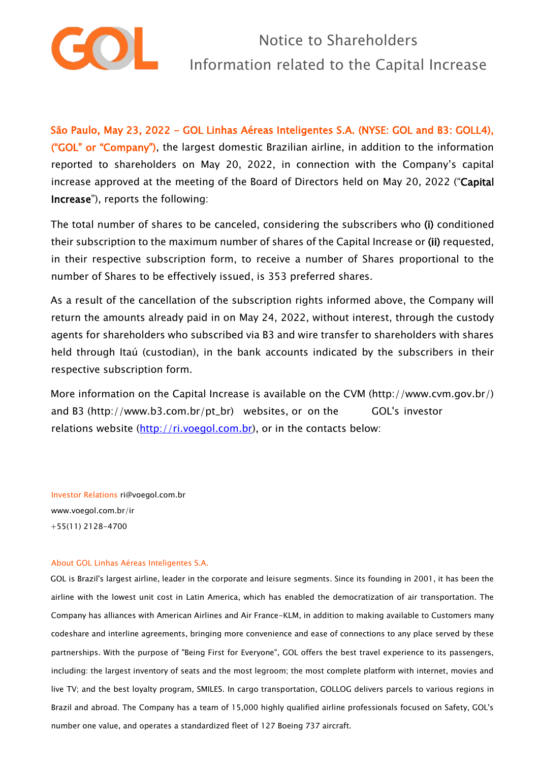# Notice to Shareholders

## Information related to the Capital Increase

**São Paulo, May 23, 2022 - GOL Linhas Aéreas Inteligentes S.A. (NYSE: GOL and B3: GOLL4), ("GOL" or "Company")**, the largest domestic Brazilian airline, in addition to the information reported to shareholders on May 20, 2022, in connection with the Company's capital increase approved at the meeting of the Board of Directors held on May 20, 2022 ("**Capital Increase**"), reports the following:

The total number of shares to be canceled, considering the subscribers who **(i)** conditioned their subscription to the maximum number of shares of the Capital Increase or **(ii)** requested, in their respective subscription form, to receive a number of Shares proportional to the number of Shares to be effectively issued, is 353 preferred shares.

As a result of the cancellation of the subscription rights informed above, the Company will return the amounts already paid in on May 24, 2022, without interest, through the custody agents for shareholders who subscribed via B3 and wire transfer to shareholders with shares held through Itaú (custodian), in the bank accounts indicated by the subscribers in their respective subscription form.

More information on the Capital Increase is available on the CVM (http://www.cvm.gov.br/) and B3 (http://www.b3.com.br/pt_br) websites, or on the GOL's investor relations website (http://ri.voegol.com.br), or in the contacts below:

Investor Relations ri@voegol.com.br
www.voegol.com.br/ir
+55(11) 2128-4700

About GOL Linhas Aéreas Inteligentes S.A.

GOL is Brazil's largest airline, leader in the corporate and leisure segments. Since its founding in 2001, it has been the airline with the lowest unit cost in Latin America, which has enabled the democratization of air transportation. The Company has alliances with American Airlines and Air France-KLM, in addition to making available to Customers many codeshare and interline agreements, bringing more convenience and ease of connections to any place served by these partnerships. With the purpose of "Being First for Everyone", GOL offers the best travel experience to its passengers, including: the largest inventory of seats and the most legroom; the most complete platform with internet, movies and live TV; and the best loyalty program, SMILES. In cargo transportation, GOLLOG delivers parcels to various regions in Brazil and abroad. The Company has a team of 15,000 highly qualified airline professionals focused on Safety, GOL's number one value, and operates a standardized fleet of 127 Boeing 737 aircraft.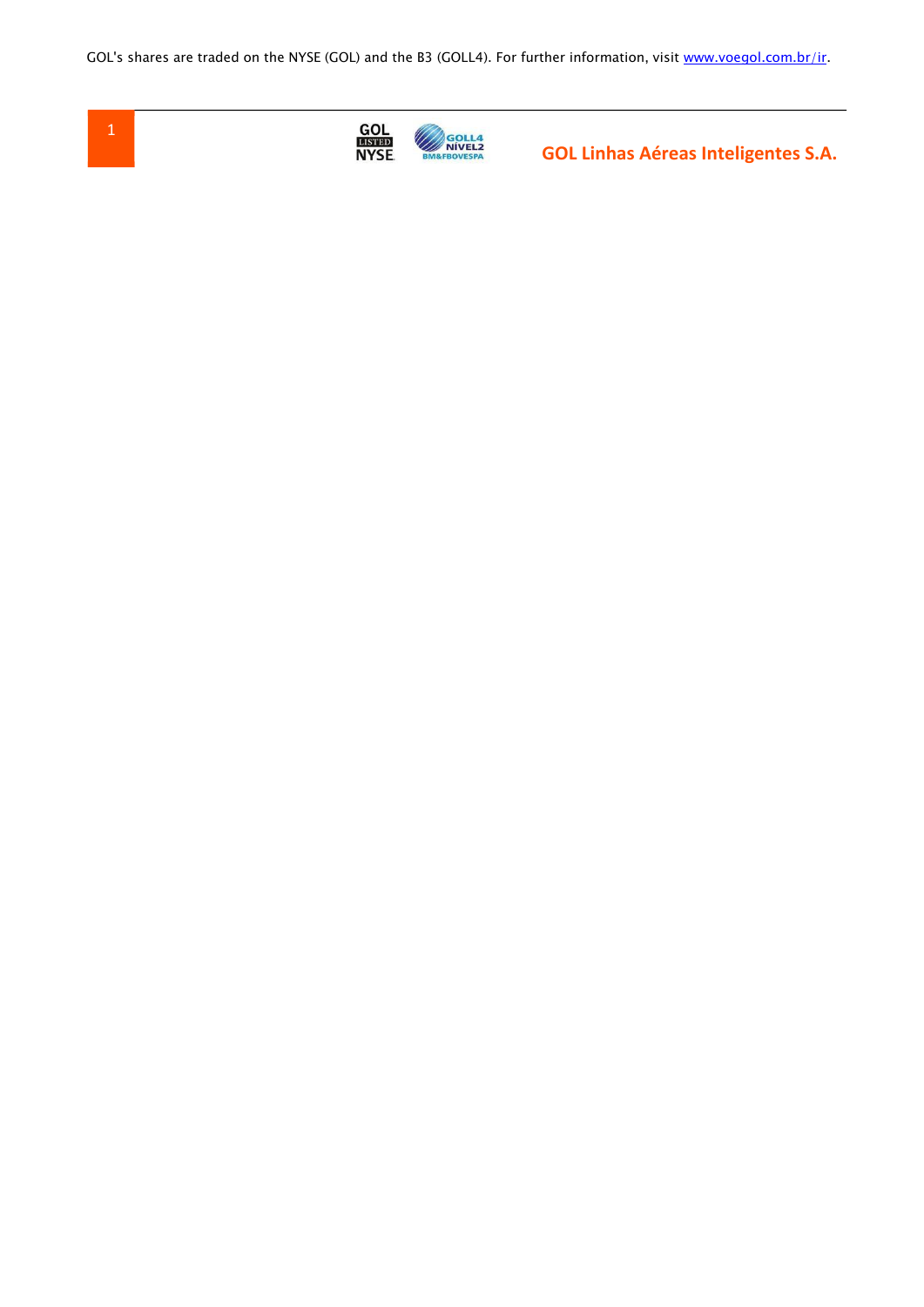GOL's shares are traded on the NYSE (GOL) and the B3 (GOLL4). For further information, visit www.voegol.com.br/ir.